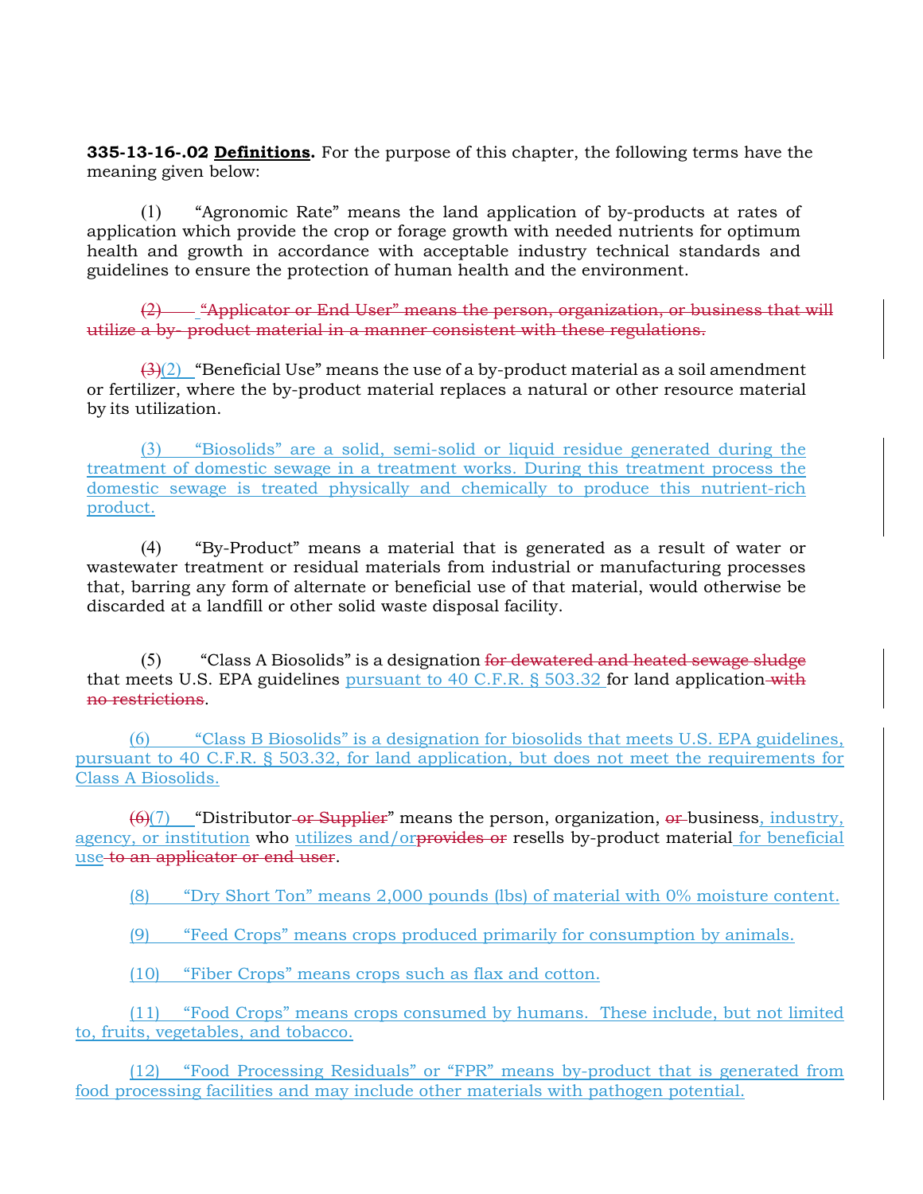**335-13-16-.02 <u>Definitions</u>.** For the purpose of this chapter, the following terms have the meaning given below:

(1) "Agronomic Rate" means the land application of by-products at rates of application which provide the crop or forage growth with needed nutrients for optimum health and growth in accordance with acceptable industry technical standards and guidelines to ensure the protection of human health and the environment.

~~(2) "Applicator or End User" means the person, organization, or business that will utilize a by- product material in a manner consistent with these regulations.~~

~~(3)~~<u>(2)</u> "Beneficial Use" means the use of a by-product material as a soil amendment or fertilizer, where the by-product material replaces a natural or other resource material by its utilization.

<u>(3) "Biosolids" are a solid, semi-solid or liquid residue generated during the treatment of domestic sewage in a treatment works. During this treatment process the domestic sewage is treated physically and chemically to produce this nutrient-rich product.</u>

(4) "By-Product" means a material that is generated as a result of water or wastewater treatment or residual materials from industrial or manufacturing processes that, barring any form of alternate or beneficial use of that material, would otherwise be discarded at a landfill or other solid waste disposal facility.

(5) "Class A Biosolids" is a designation ~~for dewatered and heated sewage sludge~~ that meets U.S. EPA guidelines <u>pursuant to 40 C.F.R. § 503.32</u> for land application ~~with no restrictions~~.

<u>(6) "Class B Biosolids" is a designation for biosolids that meets U.S. EPA guidelines, pursuant to 40 C.F.R. § 503.32, for land application, but does not meet the requirements for Class A Biosolids.</u>

~~(6)~~<u>(7)</u> "Distributor ~~or Supplier~~" means the person, organization, ~~or~~ business<u>, industry, agency, or institution</u> who <u>utilizes and/or</u>~~provides or~~ resells by-product material <u>for beneficial use</u> ~~to an applicator or end user~~.

<u>(8) "Dry Short Ton" means 2,000 pounds (lbs) of material with 0% moisture content.</u>

<u>(9) "Feed Crops" means crops produced primarily for consumption by animals.</u>

<u>(10) "Fiber Crops" means crops such as flax and cotton.</u>

<u>(11) "Food Crops" means crops consumed by humans. These include, but not limited to, fruits, vegetables, and tobacco.</u>

<u>(12) "Food Processing Residuals" or "FPR" means by-product that is generated from food processing facilities and may include other materials with pathogen potential.</u>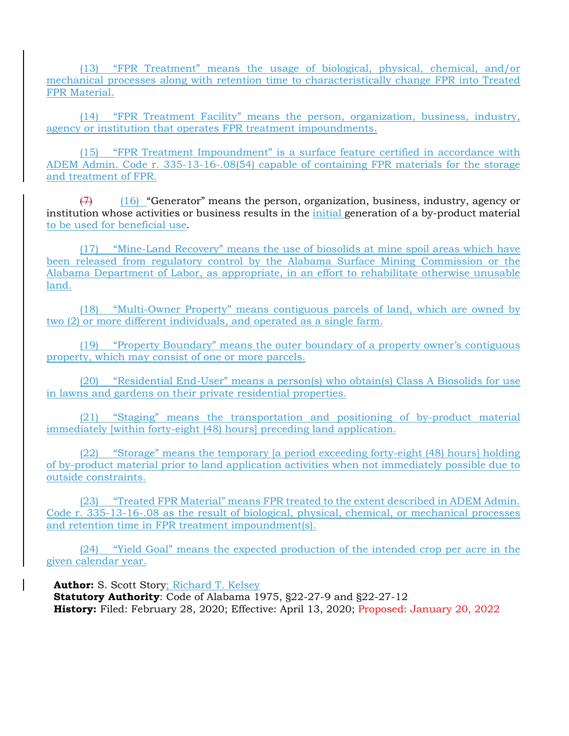(13) "FPR Treatment" means the usage of biological, physical, chemical, and/or mechanical processes along with retention time to characteristically change FPR into Treated FPR Material.

(14) "FPR Treatment Facility" means the person, organization, business, industry, agency or institution that operates FPR treatment impoundments.

(15) "FPR Treatment Impoundment" is a surface feature certified in accordance with ADEM Admin. Code r. 335-13-16-.08(54) capable of containing FPR materials for the storage and treatment of FPR.

~~(7)~~ (16) "Generator" means the person, organization, business, industry, agency or institution whose activities or business results in the initial generation of a by-product material to be used for beneficial use.

(17) "Mine-Land Recovery" means the use of biosolids at mine spoil areas which have been released from regulatory control by the Alabama Surface Mining Commission or the Alabama Department of Labor, as appropriate, in an effort to rehabilitate otherwise unusable land.

(18) "Multi-Owner Property" means contiguous parcels of land, which are owned by two (2) or more different individuals, and operated as a single farm.

(19) "Property Boundary" means the outer boundary of a property owner's contiguous property, which may consist of one or more parcels.

(20) "Residential End-User" means a person(s) who obtain(s) Class A Biosolids for use in lawns and gardens on their private residential properties.

(21) "Staging" means the transportation and positioning of by-product material immediately [within forty-eight (48) hours] preceding land application.

(22) "Storage" means the temporary [a period exceeding forty-eight (48) hours] holding of by-product material prior to land application activities when not immediately possible due to outside constraints.

(23) "Treated FPR Material" means FPR treated to the extent described in ADEM Admin. Code r. 335-13-16-.08 as the result of biological, physical, chemical, or mechanical processes and retention time in FPR treatment impoundment(s).

(24) "Yield Goal" means the expected production of the intended crop per acre in the given calendar year.

**Author:** S. Scott Story; Richard T. Kelsey
**Statutory Authority**: Code of Alabama 1975, §22-27-9 and §22-27-12
**History:** Filed: February 28, 2020; Effective: April 13, 2020; Proposed: January 20, 2022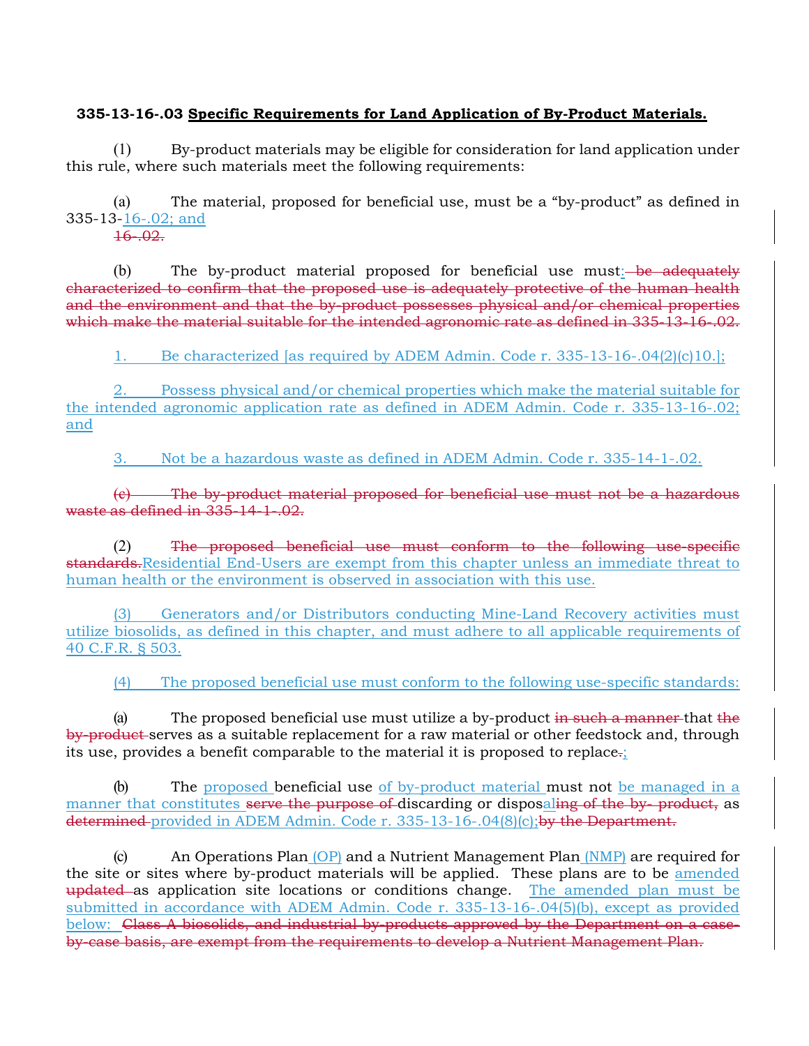**335-13-16-.03 Specific Requirements for Land Application of By-Product Materials.**

(1) By-product materials may be eligible for consideration for land application under this rule, where such materials meet the following requirements:

(a) The material, proposed for beneficial use, must be a "by-product" as defined in 335-13-16-.02; and
~~16-.02.~~

(b) The by-product material proposed for beneficial use must: ~~be adequately characterized to confirm that the proposed use is adequately protective of the human health and the environment and that the by-product possesses physical and/or chemical properties which make the material suitable for the intended agronomic rate as defined in 335-13-16-.02.~~

1. Be characterized [as required by ADEM Admin. Code r. 335-13-16-.04(2)(c)10.];

2. Possess physical and/or chemical properties which make the material suitable for the intended agronomic application rate as defined in ADEM Admin. Code r. 335-13-16-.02; and

3. Not be a hazardous waste as defined in ADEM Admin. Code r. 335-14-1-.02.

~~(c) The by-product material proposed for beneficial use must not be a hazardous waste as defined in 335-14-1-.02.~~

(2) ~~The proposed beneficial use must conform to the following use-specific standards.~~ Residential End-Users are exempt from this chapter unless an immediate threat to human health or the environment is observed in association with this use.

(3) Generators and/or Distributors conducting Mine-Land Recovery activities must utilize biosolids, as defined in this chapter, and must adhere to all applicable requirements of 40 C.F.R. § 503.

(4) The proposed beneficial use must conform to the following use-specific standards:

(a) The proposed beneficial use must utilize a by-product ~~in such a manner~~ that ~~the by-product~~ serves as a suitable replacement for a raw material or other feedstock and, through its use, provides a benefit comparable to the material it is proposed to replace~~.~~;

(b) The proposed beneficial use of by-product material must not be managed in a manner that constitutes ~~serve the purpose of~~ discarding or disposal~~ing of the by- product,~~ as ~~determined~~ provided in ADEM Admin. Code r. 335-13-16-.04(8)(c);~~by the Department.~~

(c) An Operations Plan (OP) and a Nutrient Management Plan (NMP) are required for the site or sites where by-product materials will be applied. These plans are to be amended ~~updated~~ as application site locations or conditions change. The amended plan must be submitted in accordance with ADEM Admin. Code r. 335-13-16-.04(5)(b), except as provided below: ~~Class A biosolids, and industrial by-products approved by the Department on a case-by-case basis, are exempt from the requirements to develop a Nutrient Management Plan.~~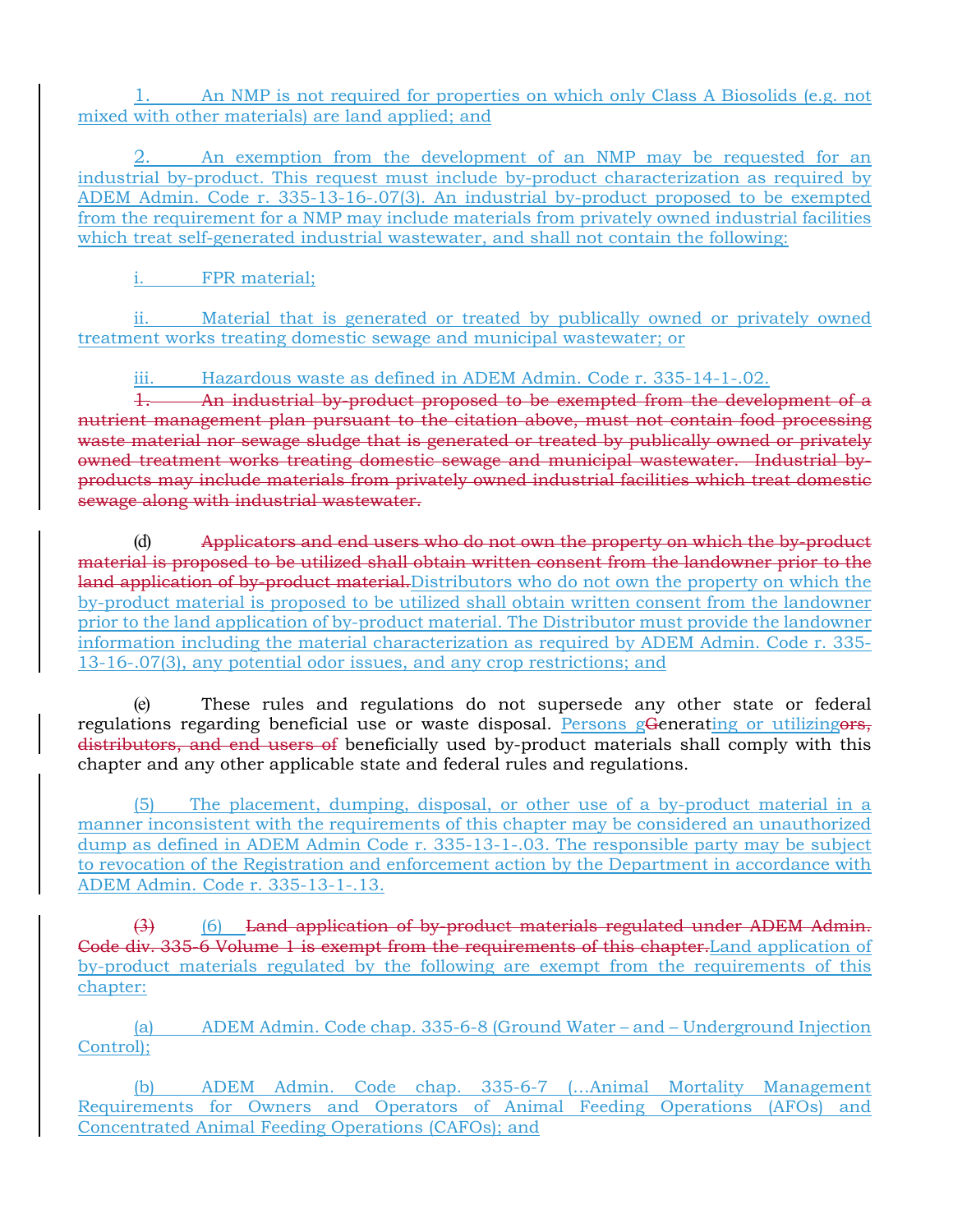1. An NMP is not required for properties on which only Class A Biosolids (e.g. not mixed with other materials) are land applied; and

2. An exemption from the development of an NMP may be requested for an industrial by-product. This request must include by-product characterization as required by ADEM Admin. Code r. 335-13-16-.07(3). An industrial by-product proposed to be exempted from the requirement for a NMP may include materials from privately owned industrial facilities which treat self-generated industrial wastewater, and shall not contain the following:

i. FPR material;

ii. Material that is generated or treated by publically owned or privately owned treatment works treating domestic sewage and municipal wastewater; or

iii. Hazardous waste as defined in ADEM Admin. Code r. 335-14-1-.02.

~~1. An industrial by-product proposed to be exempted from the development of a nutrient management plan pursuant to the citation above, must not contain food processing waste material nor sewage sludge that is generated or treated by publically owned or privately owned treatment works treating domestic sewage and municipal wastewater. Industrial by-products may include materials from privately owned industrial facilities which treat domestic sewage along with industrial wastewater.~~

(d) ~~Applicators and end users who do not own the property on which the by-product material is proposed to be utilized shall obtain written consent from the landowner prior to the land application of by-product material.~~Distributors who do not own the property on which the by-product material is proposed to be utilized shall obtain written consent from the landowner prior to the land application of by-product material. The Distributor must provide the landowner information including the material characterization as required by ADEM Admin. Code r. 335-13-16-.07(3), any potential odor issues, and any crop restrictions; and

(e) These rules and regulations do not supersede any other state or federal regulations regarding beneficial use or waste disposal. Persons g~~G~~enerating or utilizing~~ors, distributors, and end users of~~ beneficially used by-product materials shall comply with this chapter and any other applicable state and federal rules and regulations.

(5) The placement, dumping, disposal, or other use of a by-product material in a manner inconsistent with the requirements of this chapter may be considered an unauthorized dump as defined in ADEM Admin Code r. 335-13-1-.03. The responsible party may be subject to revocation of the Registration and enforcement action by the Department in accordance with ADEM Admin. Code r. 335-13-1-.13.

~~(3)~~ (6) ~~Land application of by-product materials regulated under ADEM Admin. Code div. 335-6 Volume 1 is exempt from the requirements of this chapter.~~Land application of by-product materials regulated by the following are exempt from the requirements of this chapter:

(a) ADEM Admin. Code chap. 335-6-8 (Ground Water – and – Underground Injection Control);

(b) ADEM Admin. Code chap. 335-6-7 (…Animal Mortality Management Requirements for Owners and Operators of Animal Feeding Operations (AFOs) and Concentrated Animal Feeding Operations (CAFOs); and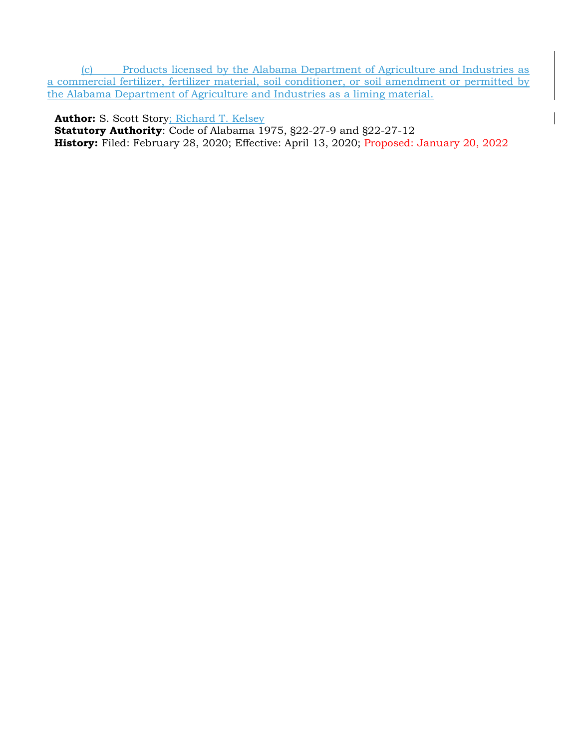(c) Products licensed by the Alabama Department of Agriculture and Industries as a commercial fertilizer, fertilizer material, soil conditioner, or soil amendment or permitted by the Alabama Department of Agriculture and Industries as a liming material.

**Author:** S. Scott Story; Richard T. Kelsey
**Statutory Authority**: Code of Alabama 1975, §22-27-9 and §22-27-12
**History:** Filed: February 28, 2020; Effective: April 13, 2020; Proposed: January 20, 2022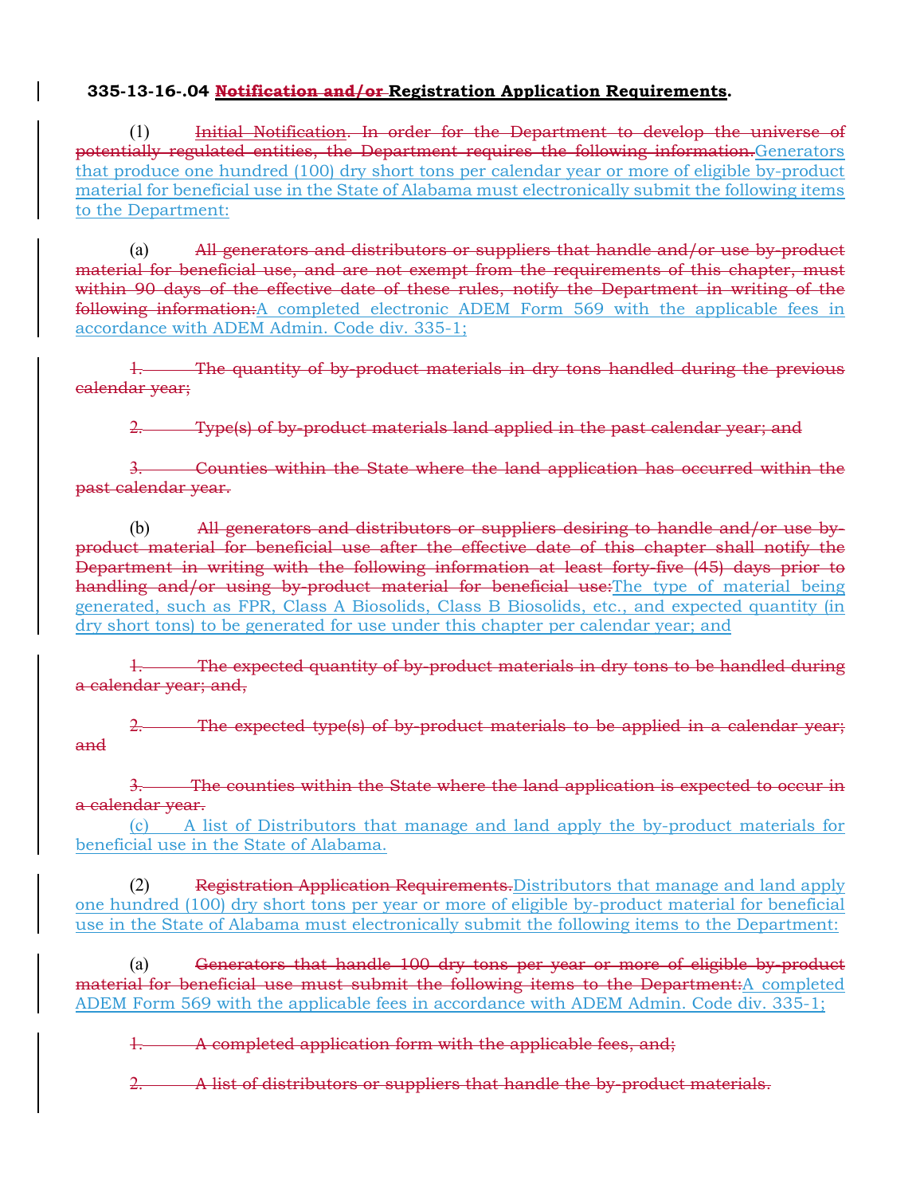**335-13-16-.04 ~~Notification and/or~~ Registration Application Requirements.**

(1) ~~Initial Notification. In order for the Department to develop the universe of potentially regulated entities, the Department requires the following information.~~<u>Generators that produce one hundred (100) dry short tons per calendar year or more of eligible by-product material for beneficial use in the State of Alabama must electronically submit the following items to the Department:</u>

(a) ~~All generators and distributors or suppliers that handle and/or use by-product material for beneficial use, and are not exempt from the requirements of this chapter, must within 90 days of the effective date of these rules, notify the Department in writing of the following information:~~<u>A completed electronic ADEM Form 569 with the applicable fees in accordance with ADEM Admin. Code div. 335-1;</u>

~~1. The quantity of by-product materials in dry tons handled during the previous calendar year;~~

~~2. Type(s) of by-product materials land applied in the past calendar year; and~~

~~3. Counties within the State where the land application has occurred within the past calendar year.~~

(b) ~~All generators and distributors or suppliers desiring to handle and/or use by-product material for beneficial use after the effective date of this chapter shall notify the Department in writing with the following information at least forty-five (45) days prior to handling and/or using by-product material for beneficial use:~~<u>The type of material being generated, such as FPR, Class A Biosolids, Class B Biosolids, etc., and expected quantity (in dry short tons) to be generated for use under this chapter per calendar year; and</u>

~~1. The expected quantity of by-product materials in dry tons to be handled during a calendar year; and,~~

~~2. The expected type(s) of by-product materials to be applied in a calendar year; and~~

~~3. The counties within the State where the land application is expected to occur in a calendar year.~~

<u>(c) A list of Distributors that manage and land apply the by-product materials for beneficial use in the State of Alabama.</u>

(2) ~~Registration Application Requirements.~~<u>Distributors that manage and land apply one hundred (100) dry short tons per year or more of eligible by-product material for beneficial use in the State of Alabama must electronically submit the following items to the Department:</u>

(a) ~~Generators that handle 100 dry tons per year or more of eligible by-product material for beneficial use must submit the following items to the Department:~~<u>A completed ADEM Form 569 with the applicable fees in accordance with ADEM Admin. Code div. 335-1;</u>

~~1. A completed application form with the applicable fees, and;~~

~~2. A list of distributors or suppliers that handle the by-product materials.~~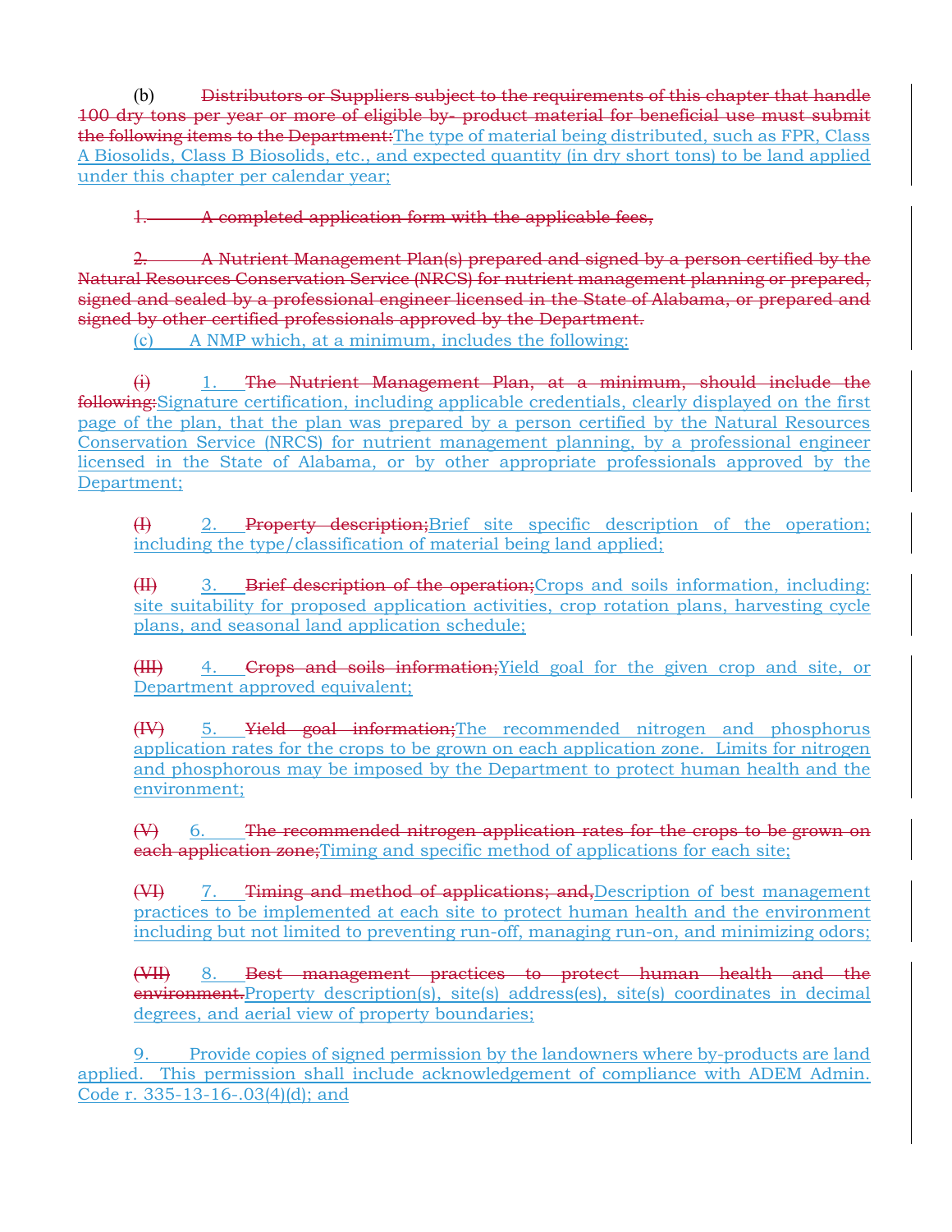(b) ~~Distributors or Suppliers subject to the requirements of this chapter that handle 100 dry tons per year or more of eligible by- product material for beneficial use must submit the following items to the Department:~~<u>The type of material being distributed, such as FPR, Class A Biosolids, Class B Biosolids, etc., and expected quantity (in dry short tons) to be land applied under this chapter per calendar year;</u>

~~1. A completed application form with the applicable fees,~~

~~2. A Nutrient Management Plan(s) prepared and signed by a person certified by the Natural Resources Conservation Service (NRCS) for nutrient management planning or prepared, signed and sealed by a professional engineer licensed in the State of Alabama, or prepared and signed by other certified professionals approved by the Department.~~

<u>(c) A NMP which, at a minimum, includes the following:</u>

~~(i)~~ <u>1.</u> ~~The Nutrient Management Plan, at a minimum, should include the following:~~<u>Signature certification, including applicable credentials, clearly displayed on the first page of the plan, that the plan was prepared by a person certified by the Natural Resources Conservation Service (NRCS) for nutrient management planning, by a professional engineer licensed in the State of Alabama, or by other appropriate professionals approved by the Department;</u>

~~(I)~~ <u>2.</u> ~~Property description;~~<u>Brief site specific description of the operation; including the type/classification of material being land applied;</u>

~~(II)~~ <u>3.</u> ~~Brief description of the operation;~~<u>Crops and soils information, including: site suitability for proposed application activities, crop rotation plans, harvesting cycle plans, and seasonal land application schedule;</u>

~~(III)~~ <u>4.</u> ~~Crops and soils information;~~<u>Yield goal for the given crop and site, or Department approved equivalent;</u>

~~(IV)~~ <u>5.</u> ~~Yield goal information;~~<u>The recommended nitrogen and phosphorus application rates for the crops to be grown on each application zone. Limits for nitrogen and phosphorous may be imposed by the Department to protect human health and the environment;</u>

~~(V)~~ <u>6.</u> ~~The recommended nitrogen application rates for the crops to be grown on each application zone;~~<u>Timing and specific method of applications for each site;</u>

~~(VI)~~ <u>7.</u> ~~Timing and method of applications; and,~~<u>Description of best management practices to be implemented at each site to protect human health and the environment including but not limited to preventing run-off, managing run-on, and minimizing odors;</u>

~~(VII)~~ <u>8.</u> ~~Best management practices to protect human health and the environment.~~<u>Property description(s), site(s) address(es), site(s) coordinates in decimal degrees, and aerial view of property boundaries;</u>

<u>9. Provide copies of signed permission by the landowners where by-products are land applied. This permission shall include acknowledgement of compliance with ADEM Admin. Code r. 335-13-16-.03(4)(d); and</u>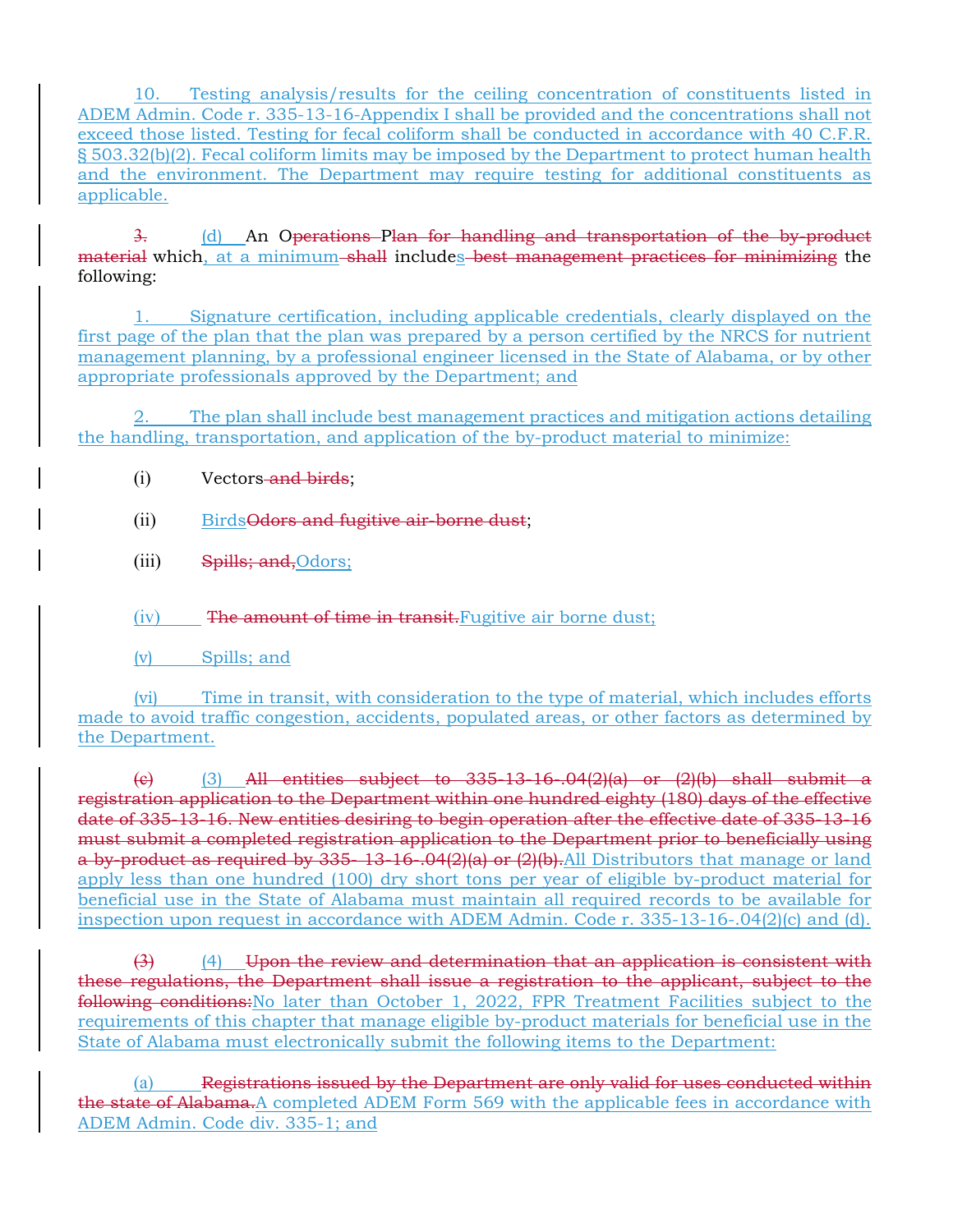10. Testing analysis/results for the ceiling concentration of constituents listed in ADEM Admin. Code r. 335-13-16-Appendix I shall be provided and the concentrations shall not exceed those listed. Testing for fecal coliform shall be conducted in accordance with 40 C.F.R. § 503.32(b)(2). Fecal coliform limits may be imposed by the Department to protect human health and the environment. The Department may require testing for additional constituents as applicable.

~~3.~~ (d) An O~~perations~~ P~~lan for handling and transportation of the by-product material~~ which, at a minimum ~~shall~~ includes ~~best management practices for minimizing~~ the following:

1. Signature certification, including applicable credentials, clearly displayed on the first page of the plan that the plan was prepared by a person certified by the NRCS for nutrient management planning, by a professional engineer licensed in the State of Alabama, or by other appropriate professionals approved by the Department; and

2. The plan shall include best management practices and mitigation actions detailing the handling, transportation, and application of the by-product material to minimize:

(i) Vectors ~~and birds~~;

(ii) Birds~~Odors and fugitive air-borne dust~~;

(iii) ~~Spills; and,~~Odors;

(iv) ~~The amount of time in transit.~~Fugitive air borne dust;

(v) Spills; and

(vi) Time in transit, with consideration to the type of material, which includes efforts made to avoid traffic congestion, accidents, populated areas, or other factors as determined by the Department.

~~(c)~~ (3) ~~All entities subject to 335-13-16-.04(2)(a) or (2)(b) shall submit a registration application to the Department within one hundred eighty (180) days of the effective date of 335-13-16. New entities desiring to begin operation after the effective date of 335-13-16 must submit a completed registration application to the Department prior to beneficially using a by-product as required by 335- 13-16-.04(2)(a) or (2)(b).~~All Distributors that manage or land apply less than one hundred (100) dry short tons per year of eligible by-product material for beneficial use in the State of Alabama must maintain all required records to be available for inspection upon request in accordance with ADEM Admin. Code r. 335-13-16-.04(2)(c) and (d).

~~(3)~~ (4) ~~Upon the review and determination that an application is consistent with these regulations, the Department shall issue a registration to the applicant, subject to the following conditions:~~No later than October 1, 2022, FPR Treatment Facilities subject to the requirements of this chapter that manage eligible by-product materials for beneficial use in the State of Alabama must electronically submit the following items to the Department:

(a) ~~Registrations issued by the Department are only valid for uses conducted within the state of Alabama.~~A completed ADEM Form 569 with the applicable fees in accordance with ADEM Admin. Code div. 335-1; and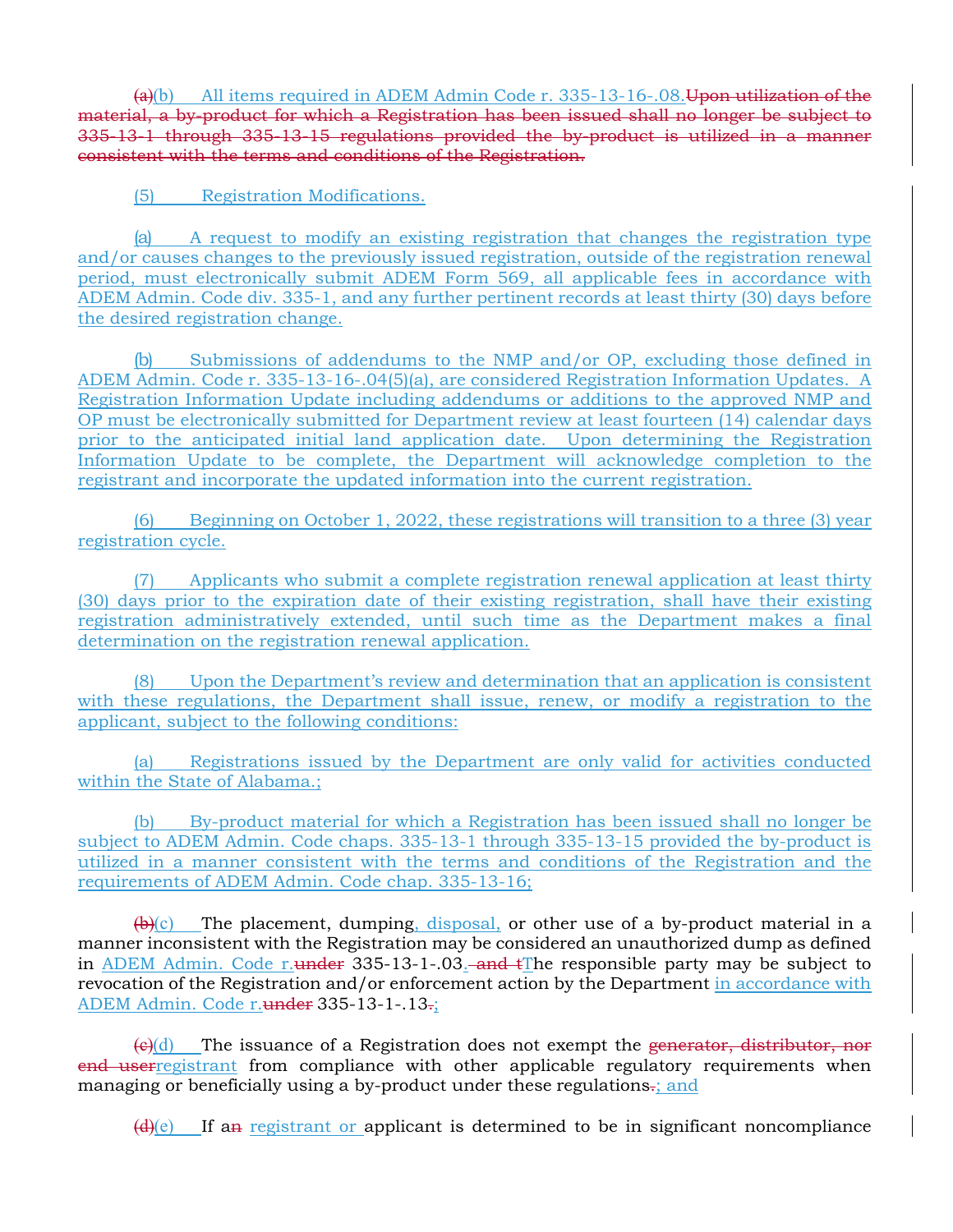(a)(b) All items required in ADEM Admin Code r. 335-13-16-.08. Upon utilization of the material, a by-product for which a Registration has been issued shall no longer be subject to 335-13-1 through 335-13-15 regulations provided the by-product is utilized in a manner consistent with the terms and conditions of the Registration.

(5) Registration Modifications.

(a) A request to modify an existing registration that changes the registration type and/or causes changes to the previously issued registration, outside of the registration renewal period, must electronically submit ADEM Form 569, all applicable fees in accordance with ADEM Admin. Code div. 335-1, and any further pertinent records at least thirty (30) days before the desired registration change.

(b) Submissions of addendums to the NMP and/or OP, excluding those defined in ADEM Admin. Code r. 335-13-16-.04(5)(a), are considered Registration Information Updates. A Registration Information Update including addendums or additions to the approved NMP and OP must be electronically submitted for Department review at least fourteen (14) calendar days prior to the anticipated initial land application date. Upon determining the Registration Information Update to be complete, the Department will acknowledge completion to the registrant and incorporate the updated information into the current registration.

(6) Beginning on October 1, 2022, these registrations will transition to a three (3) year registration cycle.

(7) Applicants who submit a complete registration renewal application at least thirty (30) days prior to the expiration date of their existing registration, shall have their existing registration administratively extended, until such time as the Department makes a final determination on the registration renewal application.

(8) Upon the Department's review and determination that an application is consistent with these regulations, the Department shall issue, renew, or modify a registration to the applicant, subject to the following conditions:

(a) Registrations issued by the Department are only valid for activities conducted within the State of Alabama.;

(b) By-product material for which a Registration has been issued shall no longer be subject to ADEM Admin. Code chaps. 335-13-1 through 335-13-15 provided the by-product is utilized in a manner consistent with the terms and conditions of the Registration and the requirements of ADEM Admin. Code chap. 335-13-16;

(b)(c) The placement, dumping, disposal, or other use of a by-product material in a manner inconsistent with the Registration may be considered an unauthorized dump as defined in ADEM Admin. Code r.under 335-13-1-.03. and tThe responsible party may be subject to revocation of the Registration and/or enforcement action by the Department in accordance with ADEM Admin. Code r.under 335-13-1-.13.;

(c)(d) The issuance of a Registration does not exempt the generator, distributor, nor end userregistrant from compliance with other applicable regulatory requirements when managing or beneficially using a by-product under these regulations.; and

(d)(e) If an registrant or applicant is determined to be in significant noncompliance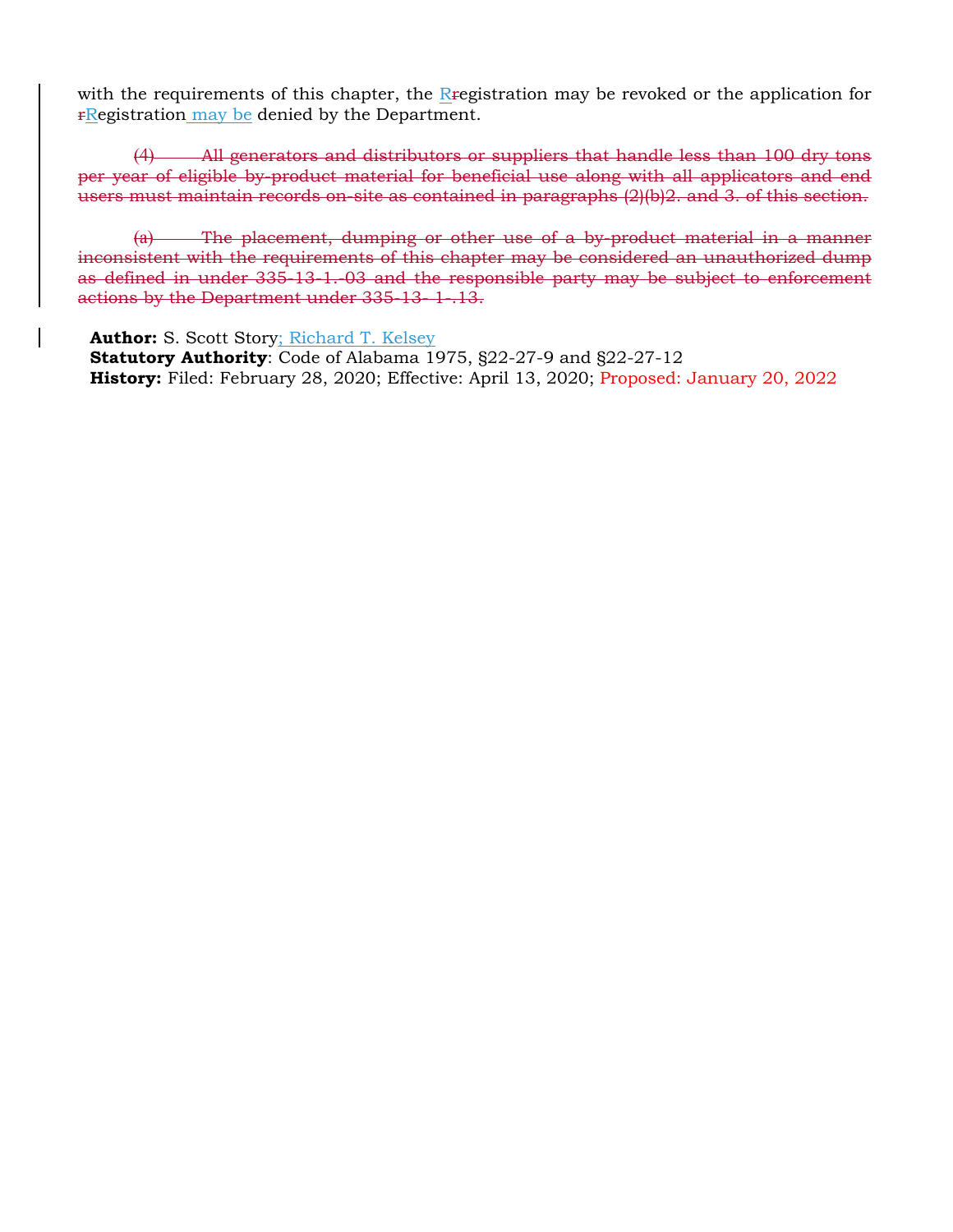with the requirements of this chapter, the Rregistration may be revoked or the application for rRegistration may be denied by the Department.

~~(4) All generators and distributors or suppliers that handle less than 100 dry tons per year of eligible by-product material for beneficial use along with all applicators and end users must maintain records on-site as contained in paragraphs (2)(b)2. and 3. of this section.~~

~~(a) The placement, dumping or other use of a by-product material in a manner inconsistent with the requirements of this chapter may be considered an unauthorized dump as defined in under 335-13-1.-03 and the responsible party may be subject to enforcement actions by the Department under 335-13- 1-.13.~~

**Author:** S. Scott Story; Richard T. Kelsey
**Statutory Authority**: Code of Alabama 1975, §22-27-9 and §22-27-12
**History:** Filed: February 28, 2020; Effective: April 13, 2020; Proposed: January 20, 2022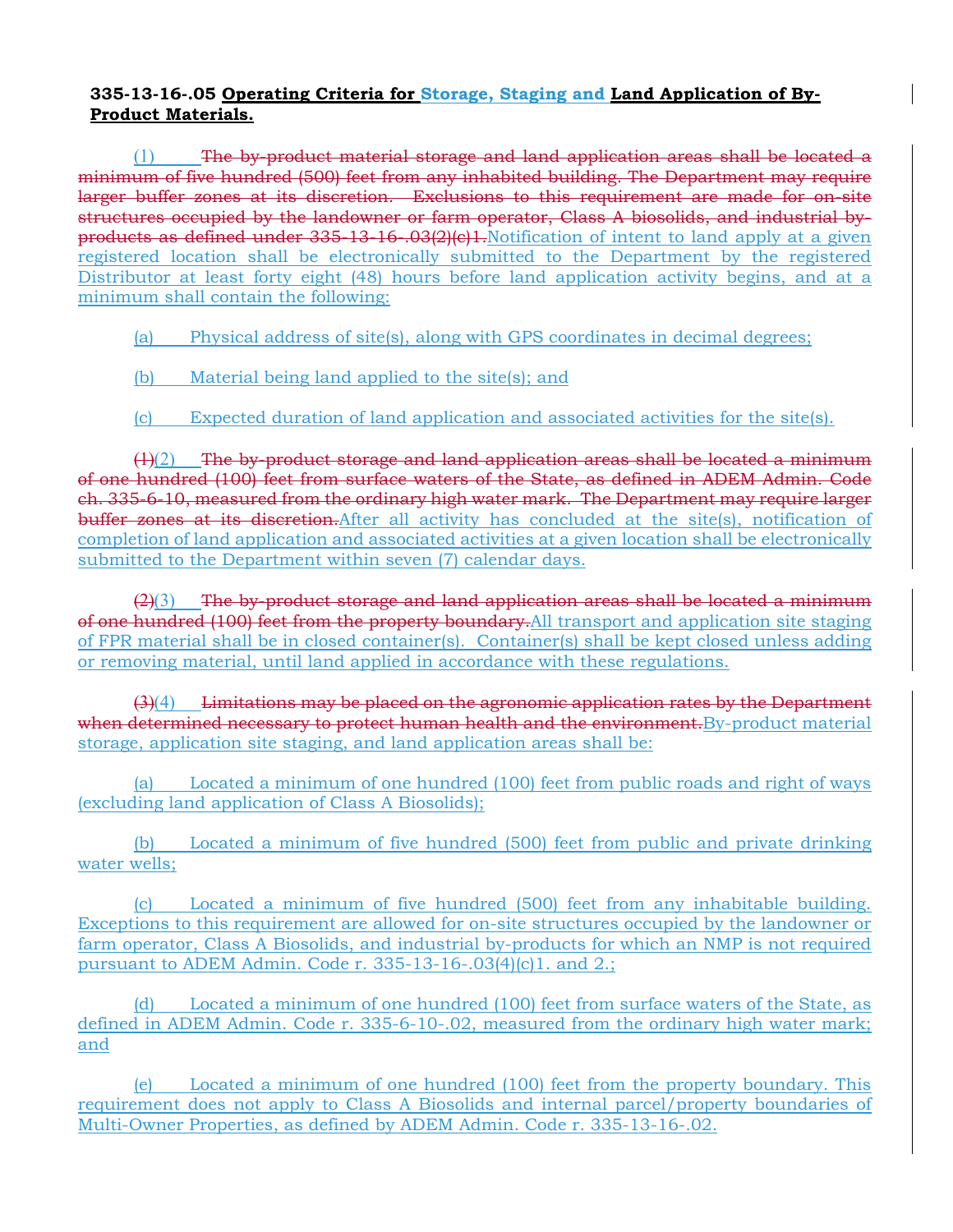**335-13-16-.05 Operating Criteria for Storage, Staging and Land Application of By-Product Materials.**

(1) ~~The by-product material storage and land application areas shall be located a minimum of five hundred (500) feet from any inhabited building. The Department may require larger buffer zones at its discretion. Exclusions to this requirement are made for on-site structures occupied by the landowner or farm operator, Class A biosolids, and industrial by-products as defined under 335-13-16-.03(2)(c)1.~~Notification of intent to land apply at a given registered location shall be electronically submitted to the Department by the registered Distributor at least forty eight (48) hours before land application activity begins, and at a minimum shall contain the following:

(a) Physical address of site(s), along with GPS coordinates in decimal degrees;

(b) Material being land applied to the site(s); and

(c) Expected duration of land application and associated activities for the site(s).

~~(1)~~(2) ~~The by-product storage and land application areas shall be located a minimum of one hundred (100) feet from surface waters of the State, as defined in ADEM Admin. Code ch. 335-6-10, measured from the ordinary high water mark. The Department may require larger buffer zones at its discretion.~~After all activity has concluded at the site(s), notification of completion of land application and associated activities at a given location shall be electronically submitted to the Department within seven (7) calendar days.

~~(2)~~(3) ~~The by-product storage and land application areas shall be located a minimum of one hundred (100) feet from the property boundary.~~All transport and application site staging of FPR material shall be in closed container(s). Container(s) shall be kept closed unless adding or removing material, until land applied in accordance with these regulations.

~~(3)~~(4) ~~Limitations may be placed on the agronomic application rates by the Department when determined necessary to protect human health and the environment.~~By-product material storage, application site staging, and land application areas shall be:

(a) Located a minimum of one hundred (100) feet from public roads and right of ways (excluding land application of Class A Biosolids);

(b) Located a minimum of five hundred (500) feet from public and private drinking water wells;

(c) Located a minimum of five hundred (500) feet from any inhabitable building. Exceptions to this requirement are allowed for on-site structures occupied by the landowner or farm operator, Class A Biosolids, and industrial by-products for which an NMP is not required pursuant to ADEM Admin. Code r. 335-13-16-.03(4)(c)1. and 2.;

(d) Located a minimum of one hundred (100) feet from surface waters of the State, as defined in ADEM Admin. Code r. 335-6-10-.02, measured from the ordinary high water mark; and

(e) Located a minimum of one hundred (100) feet from the property boundary. This requirement does not apply to Class A Biosolids and internal parcel/property boundaries of Multi-Owner Properties, as defined by ADEM Admin. Code r. 335-13-16-.02.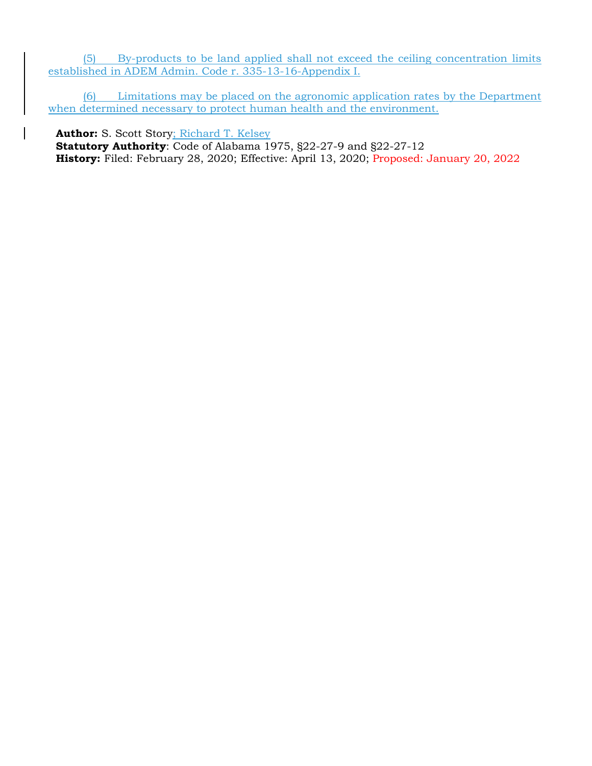(5) By-products to be land applied shall not exceed the ceiling concentration limits established in ADEM Admin. Code r. 335-13-16-Appendix I.

(6) Limitations may be placed on the agronomic application rates by the Department when determined necessary to protect human health and the environment.

**Author:** S. Scott Story; Richard T. Kelsey
**Statutory Authority**: Code of Alabama 1975, §22-27-9 and §22-27-12
**History:** Filed: February 28, 2020; Effective: April 13, 2020; Proposed: January 20, 2022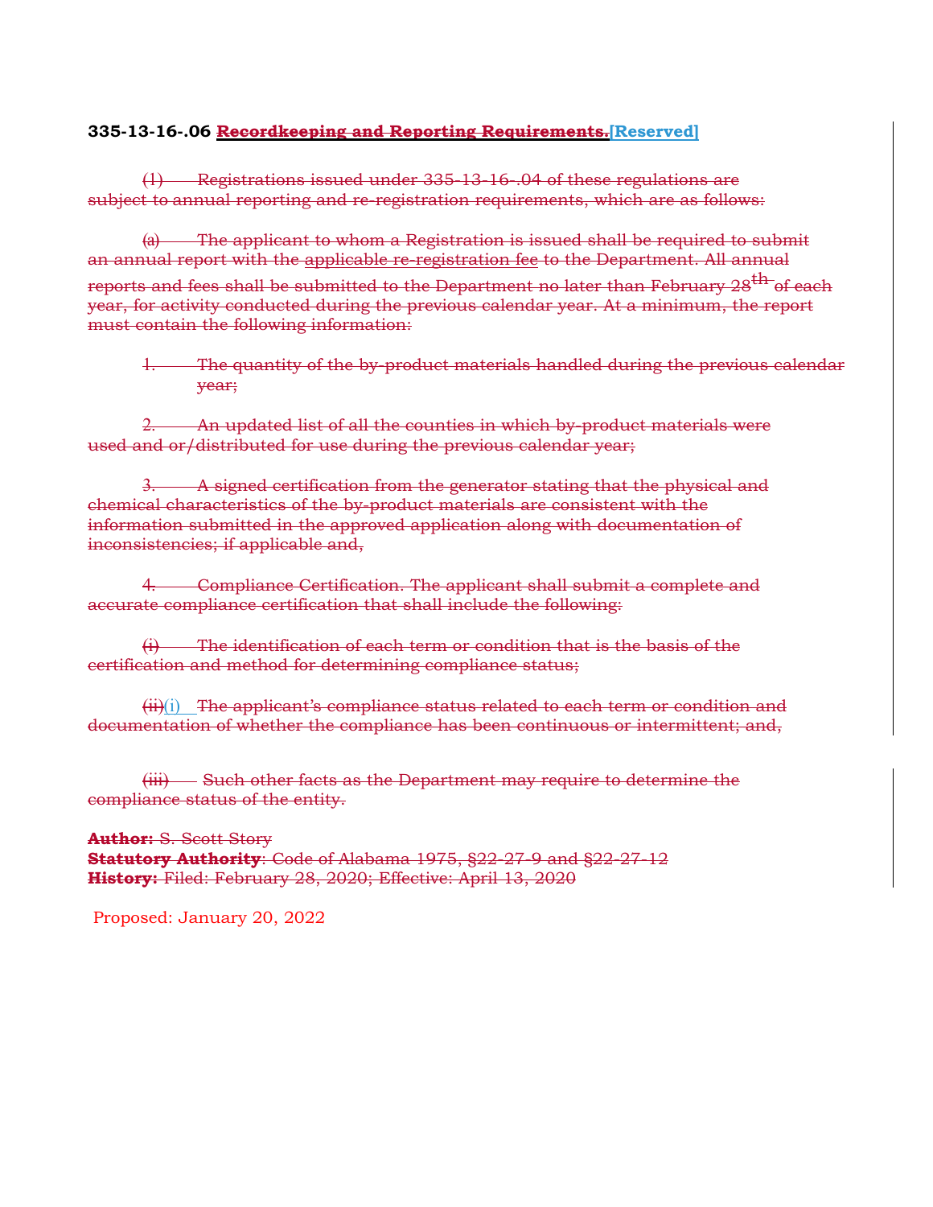**335-13-16-.06 ~~Recordkeeping and Reporting Requirements.~~[Reserved]**

~~(1) Registrations issued under 335-13-16-.04 of these regulations are subject to annual reporting and re-registration requirements, which are as follows:~~

~~(a) The applicant to whom a Registration is issued shall be required to submit an annual report with the applicable re-registration fee to the Department. All annual reports and fees shall be submitted to the Department no later than February 28th of each year, for activity conducted during the previous calendar year. At a minimum, the report must contain the following information:~~

~~1. The quantity of the by-product materials handled during the previous calendar year;~~

~~2. An updated list of all the counties in which by-product materials were used and or/distributed for use during the previous calendar year;~~

~~3. A signed certification from the generator stating that the physical and chemical characteristics of the by-product materials are consistent with the information submitted in the approved application along with documentation of inconsistencies; if applicable and,~~

~~4. Compliance Certification. The applicant shall submit a complete and accurate compliance certification that shall include the following:~~

~~(i) The identification of each term or condition that is the basis of the certification and method for determining compliance status;~~

~~(ii)~~(i) ~~The applicant's compliance status related to each term or condition and documentation of whether the compliance has been continuous or intermittent; and,~~

~~(iii) Such other facts as the Department may require to determine the compliance status of the entity.~~

~~**Author:** S. Scott Story~~
~~**Statutory Authority**: Code of Alabama 1975, §22-27-9 and §22-27-12~~
~~**History:** Filed: February 28, 2020; Effective: April 13, 2020~~

Proposed: January 20, 2022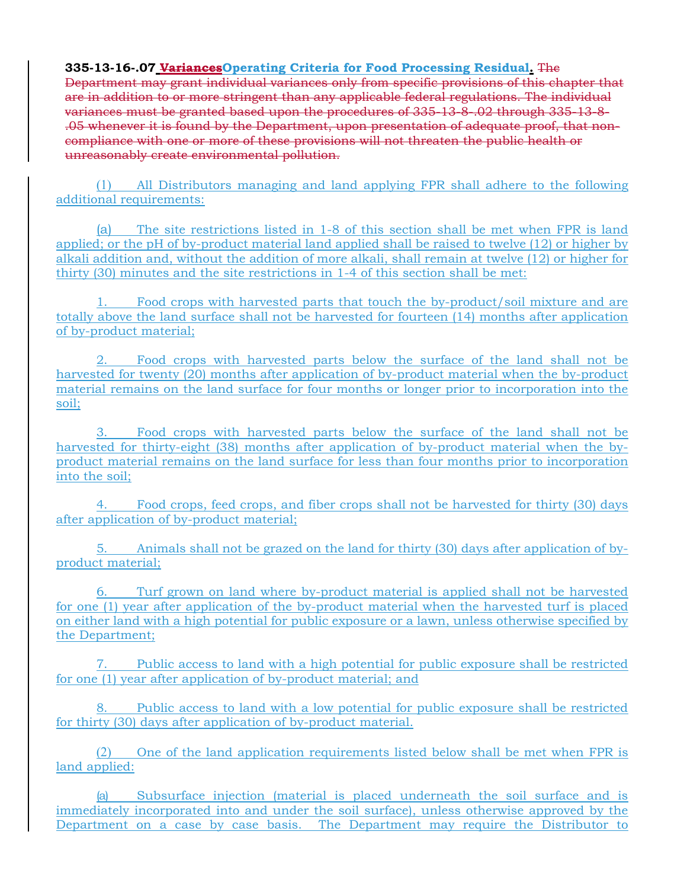**335-13-16-.07** ~~**Variances**~~**Operating Criteria for Food Processing Residual.** ~~The Department may grant individual variances only from specific provisions of this chapter that are in addition to or more stringent than any applicable federal regulations. The individual variances must be granted based upon the procedures of 335-13-8-.02 through 335-13-8-.05 whenever it is found by the Department, upon presentation of adequate proof, that non-compliance with one or more of these provisions will not threaten the public health or unreasonably create environmental pollution.~~

(1) All Distributors managing and land applying FPR shall adhere to the following additional requirements:

(a) The site restrictions listed in 1-8 of this section shall be met when FPR is land applied; or the pH of by-product material land applied shall be raised to twelve (12) or higher by alkali addition and, without the addition of more alkali, shall remain at twelve (12) or higher for thirty (30) minutes and the site restrictions in 1-4 of this section shall be met:

1. Food crops with harvested parts that touch the by-product/soil mixture and are totally above the land surface shall not be harvested for fourteen (14) months after application of by-product material;

2. Food crops with harvested parts below the surface of the land shall not be harvested for twenty (20) months after application of by-product material when the by-product material remains on the land surface for four months or longer prior to incorporation into the soil;

3. Food crops with harvested parts below the surface of the land shall not be harvested for thirty-eight (38) months after application of by-product material when the by-product material remains on the land surface for less than four months prior to incorporation into the soil;

4. Food crops, feed crops, and fiber crops shall not be harvested for thirty (30) days after application of by-product material;

5. Animals shall not be grazed on the land for thirty (30) days after application of by-product material;

6. Turf grown on land where by-product material is applied shall not be harvested for one (1) year after application of the by-product material when the harvested turf is placed on either land with a high potential for public exposure or a lawn, unless otherwise specified by the Department;

7. Public access to land with a high potential for public exposure shall be restricted for one (1) year after application of by-product material; and

8. Public access to land with a low potential for public exposure shall be restricted for thirty (30) days after application of by-product material.

(2) One of the land application requirements listed below shall be met when FPR is land applied:

(a) Subsurface injection (material is placed underneath the soil surface and is immediately incorporated into and under the soil surface), unless otherwise approved by the Department on a case by case basis. The Department may require the Distributor to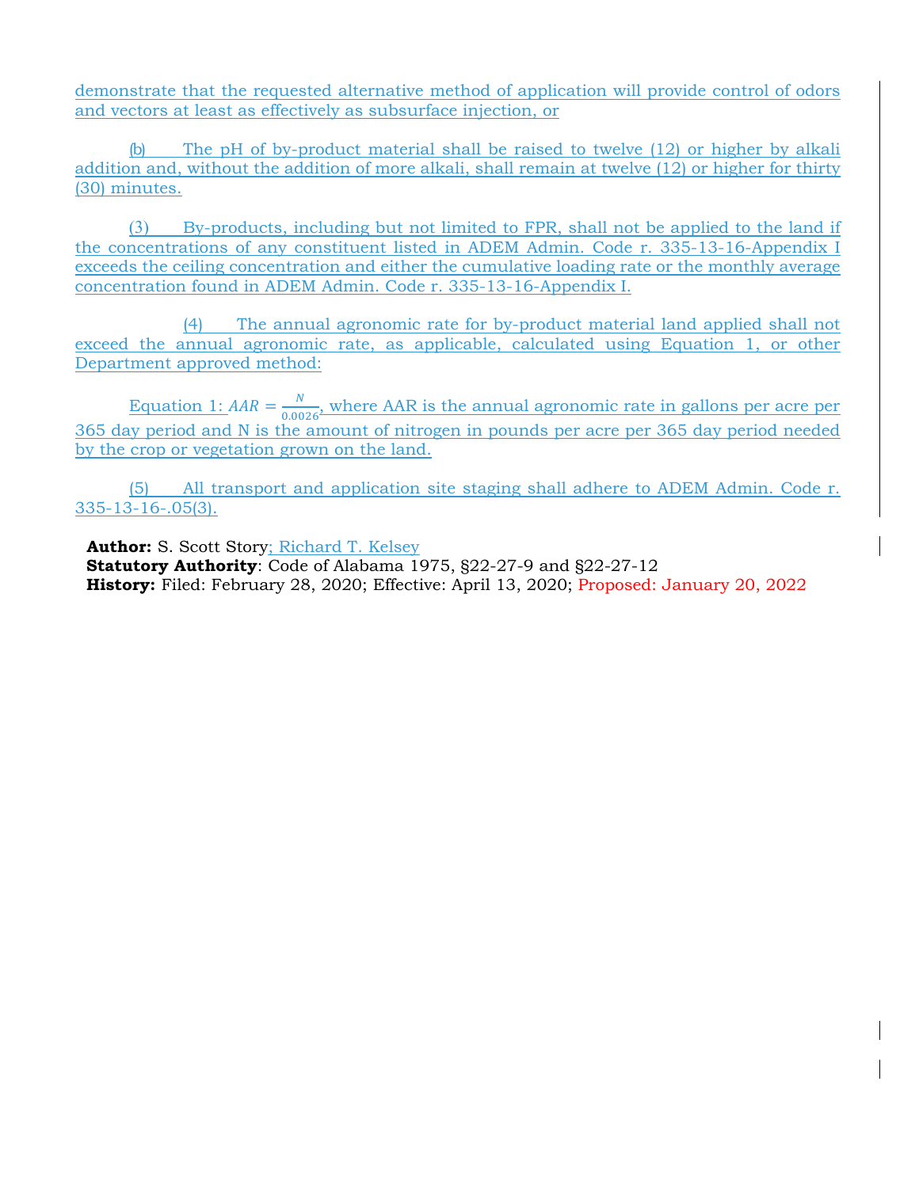demonstrate that the requested alternative method of application will provide control of odors and vectors at least as effectively as subsurface injection, or

(b) The pH of by-product material shall be raised to twelve (12) or higher by alkali addition and, without the addition of more alkali, shall remain at twelve (12) or higher for thirty (30) minutes.

(3) By-products, including but not limited to FPR, shall not be applied to the land if the concentrations of any constituent listed in ADEM Admin. Code r. 335-13-16-Appendix I exceeds the ceiling concentration and either the cumulative loading rate or the monthly average concentration found in ADEM Admin. Code r. 335-13-16-Appendix I.

(4) The annual agronomic rate for by-product material land applied shall not exceed the annual agronomic rate, as applicable, calculated using Equation 1, or other Department approved method:

Equation 1: $AAR = \frac{N}{0.0026}$, where AAR is the annual agronomic rate in gallons per acre per 365 day period and N is the amount of nitrogen in pounds per acre per 365 day period needed by the crop or vegetation grown on the land.

(5) All transport and application site staging shall adhere to ADEM Admin. Code r. 335-13-16-.05(3).

**Author:** S. Scott Story; Richard T. Kelsey
**Statutory Authority**: Code of Alabama 1975, §22-27-9 and §22-27-12
**History:** Filed: February 28, 2020; Effective: April 13, 2020; Proposed: January 20, 2022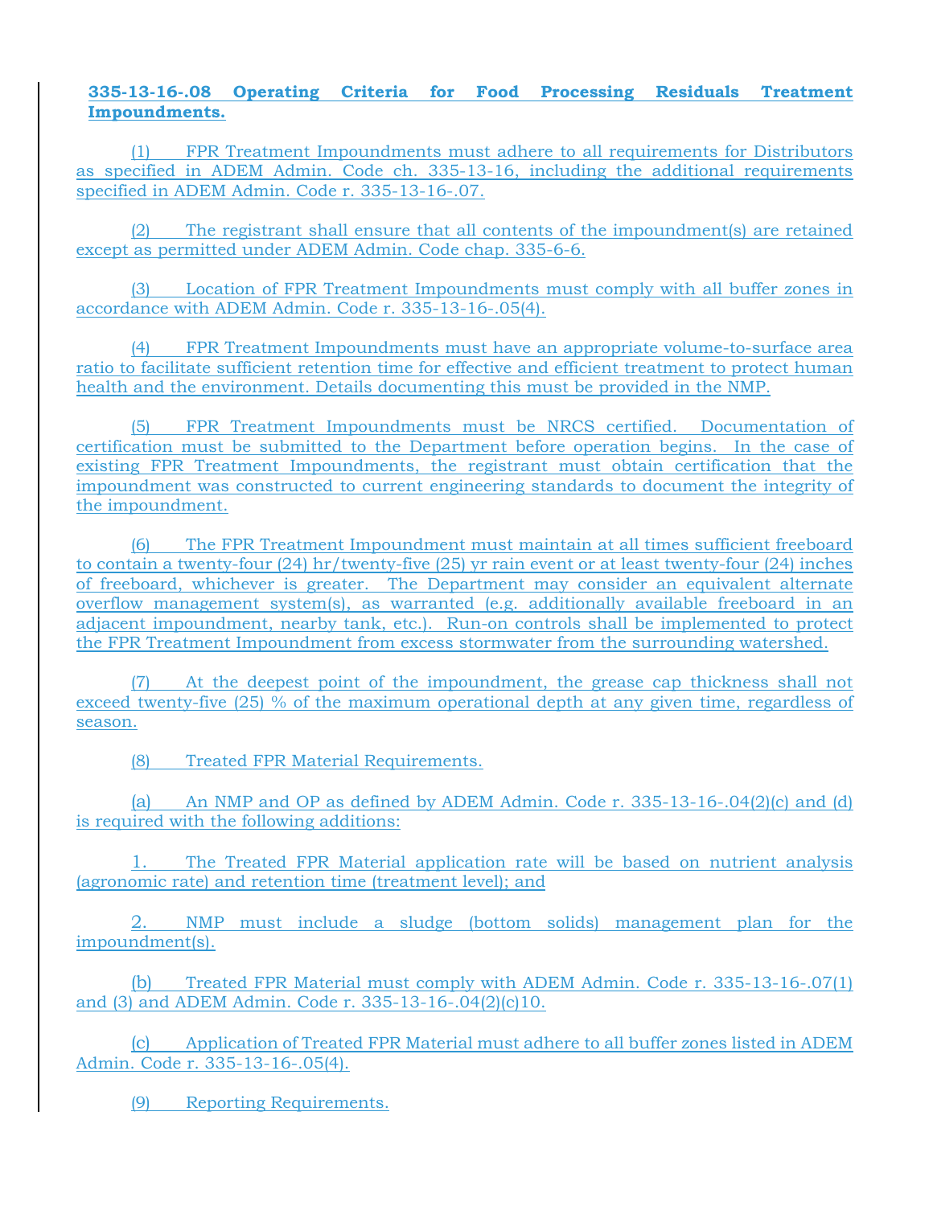**335-13-16-.08 Operating Criteria for Food Processing Residuals Treatment Impoundments.**

(1) FPR Treatment Impoundments must adhere to all requirements for Distributors as specified in ADEM Admin. Code ch. 335-13-16, including the additional requirements specified in ADEM Admin. Code r. 335-13-16-.07.

(2) The registrant shall ensure that all contents of the impoundment(s) are retained except as permitted under ADEM Admin. Code chap. 335-6-6.

(3) Location of FPR Treatment Impoundments must comply with all buffer zones in accordance with ADEM Admin. Code r. 335-13-16-.05(4).

(4) FPR Treatment Impoundments must have an appropriate volume-to-surface area ratio to facilitate sufficient retention time for effective and efficient treatment to protect human health and the environment. Details documenting this must be provided in the NMP.

(5) FPR Treatment Impoundments must be NRCS certified. Documentation of certification must be submitted to the Department before operation begins. In the case of existing FPR Treatment Impoundments, the registrant must obtain certification that the impoundment was constructed to current engineering standards to document the integrity of the impoundment.

(6) The FPR Treatment Impoundment must maintain at all times sufficient freeboard to contain a twenty-four (24) hr/twenty-five (25) yr rain event or at least twenty-four (24) inches of freeboard, whichever is greater. The Department may consider an equivalent alternate overflow management system(s), as warranted (e.g. additionally available freeboard in an adjacent impoundment, nearby tank, etc.). Run-on controls shall be implemented to protect the FPR Treatment Impoundment from excess stormwater from the surrounding watershed.

(7) At the deepest point of the impoundment, the grease cap thickness shall not exceed twenty-five (25) % of the maximum operational depth at any given time, regardless of season.

(8) Treated FPR Material Requirements.

(a) An NMP and OP as defined by ADEM Admin. Code r. 335-13-16-.04(2)(c) and (d) is required with the following additions:

1. The Treated FPR Material application rate will be based on nutrient analysis (agronomic rate) and retention time (treatment level); and

2. NMP must include a sludge (bottom solids) management plan for the impoundment(s).

(b) Treated FPR Material must comply with ADEM Admin. Code r. 335-13-16-.07(1) and (3) and ADEM Admin. Code r. 335-13-16-.04(2)(c)10.

(c) Application of Treated FPR Material must adhere to all buffer zones listed in ADEM Admin. Code r. 335-13-16-.05(4).

(9) Reporting Requirements.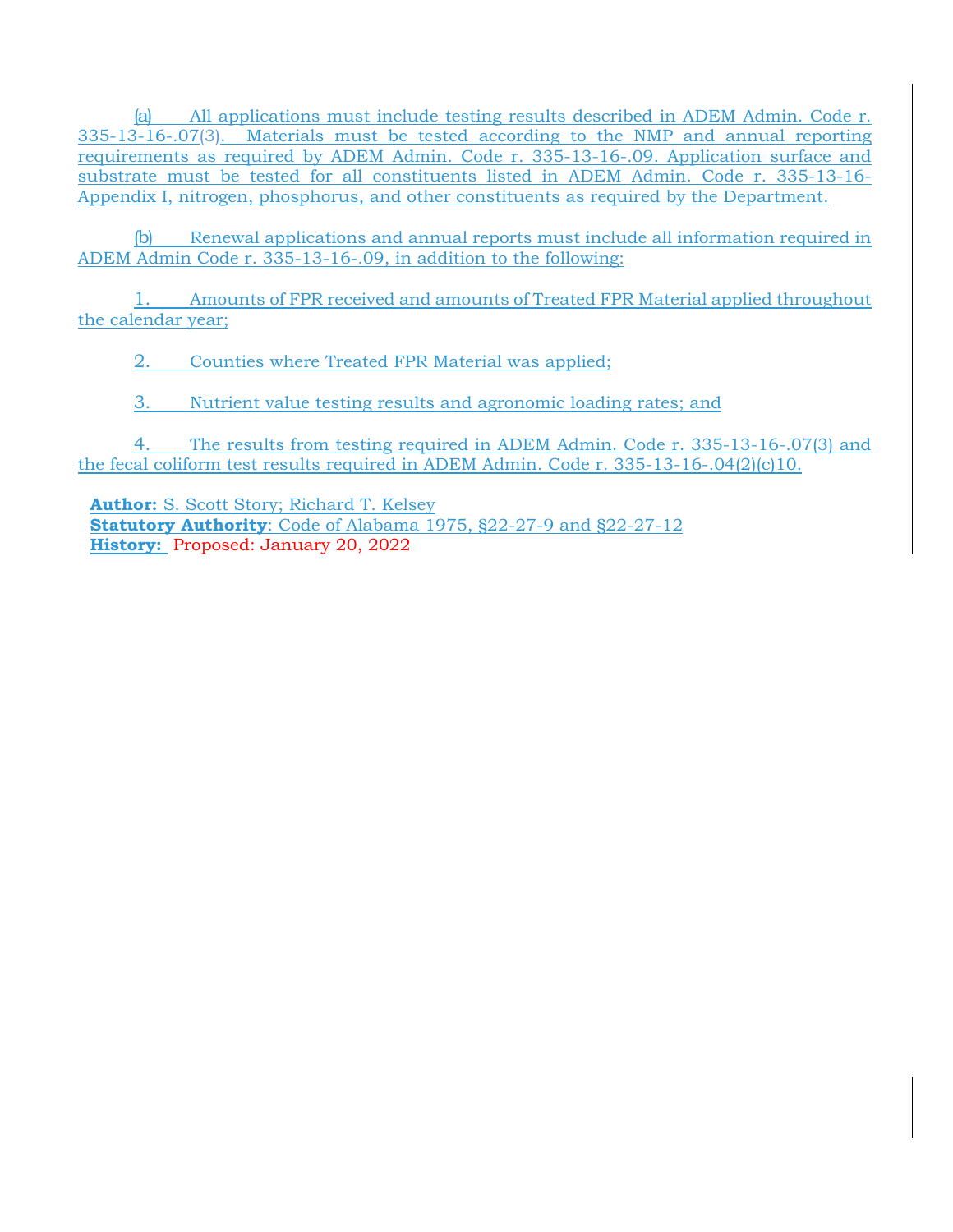(a) All applications must include testing results described in ADEM Admin. Code r. 335-13-16-.07(3). Materials must be tested according to the NMP and annual reporting requirements as required by ADEM Admin. Code r. 335-13-16-.09. Application surface and substrate must be tested for all constituents listed in ADEM Admin. Code r. 335-13-16-Appendix I, nitrogen, phosphorus, and other constituents as required by the Department.

(b) Renewal applications and annual reports must include all information required in ADEM Admin Code r. 335-13-16-.09, in addition to the following:

1. Amounts of FPR received and amounts of Treated FPR Material applied throughout the calendar year;

2. Counties where Treated FPR Material was applied;

3. Nutrient value testing results and agronomic loading rates; and

4. The results from testing required in ADEM Admin. Code r. 335-13-16-.07(3) and the fecal coliform test results required in ADEM Admin. Code r. 335-13-16-.04(2)(c)10.

**Author:** S. Scott Story; Richard T. Kelsey
**Statutory Authority**: Code of Alabama 1975, §22-27-9 and §22-27-12
**History:** Proposed: January 20, 2022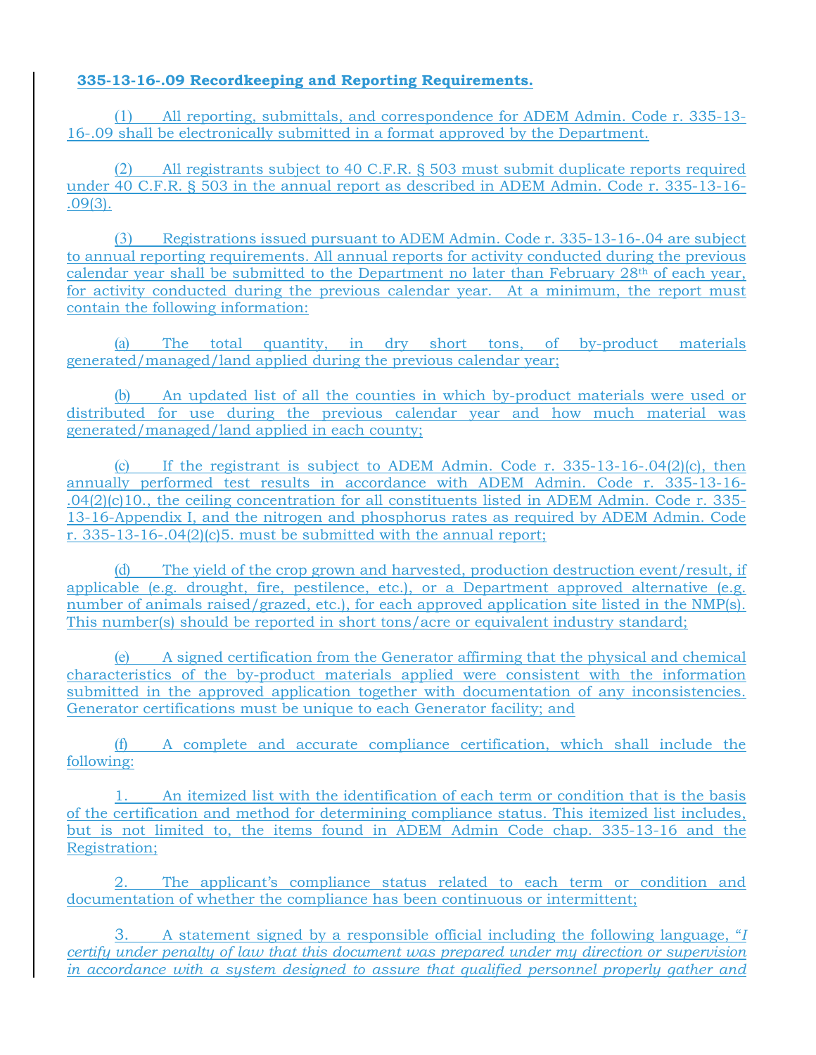**335-13-16-.09 Recordkeeping and Reporting Requirements.**

(1) All reporting, submittals, and correspondence for ADEM Admin. Code r. 335-13-16-.09 shall be electronically submitted in a format approved by the Department.

(2) All registrants subject to 40 C.F.R. § 503 must submit duplicate reports required under 40 C.F.R. § 503 in the annual report as described in ADEM Admin. Code r. 335-13-16-.09(3).

(3) Registrations issued pursuant to ADEM Admin. Code r. 335-13-16-.04 are subject to annual reporting requirements. All annual reports for activity conducted during the previous calendar year shall be submitted to the Department no later than February 28th of each year, for activity conducted during the previous calendar year. At a minimum, the report must contain the following information:

(a) The total quantity, in dry short tons, of by-product materials generated/managed/land applied during the previous calendar year;

(b) An updated list of all the counties in which by-product materials were used or distributed for use during the previous calendar year and how much material was generated/managed/land applied in each county;

(c) If the registrant is subject to ADEM Admin. Code r. 335-13-16-.04(2)(c), then annually performed test results in accordance with ADEM Admin. Code r. 335-13-16-.04(2)(c)10., the ceiling concentration for all constituents listed in ADEM Admin. Code r. 335-13-16-Appendix I, and the nitrogen and phosphorus rates as required by ADEM Admin. Code r. 335-13-16-.04(2)(c)5. must be submitted with the annual report;

(d) The yield of the crop grown and harvested, production destruction event/result, if applicable (e.g. drought, fire, pestilence, etc.), or a Department approved alternative (e.g. number of animals raised/grazed, etc.), for each approved application site listed in the NMP(s). This number(s) should be reported in short tons/acre or equivalent industry standard;

(e) A signed certification from the Generator affirming that the physical and chemical characteristics of the by-product materials applied were consistent with the information submitted in the approved application together with documentation of any inconsistencies. Generator certifications must be unique to each Generator facility; and

(f) A complete and accurate compliance certification, which shall include the following:

1. An itemized list with the identification of each term or condition that is the basis of the certification and method for determining compliance status. This itemized list includes, but is not limited to, the items found in ADEM Admin Code chap. 335-13-16 and the Registration;

2. The applicant's compliance status related to each term or condition and documentation of whether the compliance has been continuous or intermittent;

3. A statement signed by a responsible official including the following language, "*I certify under penalty of law that this document was prepared under my direction or supervision in accordance with a system designed to assure that qualified personnel properly gather and*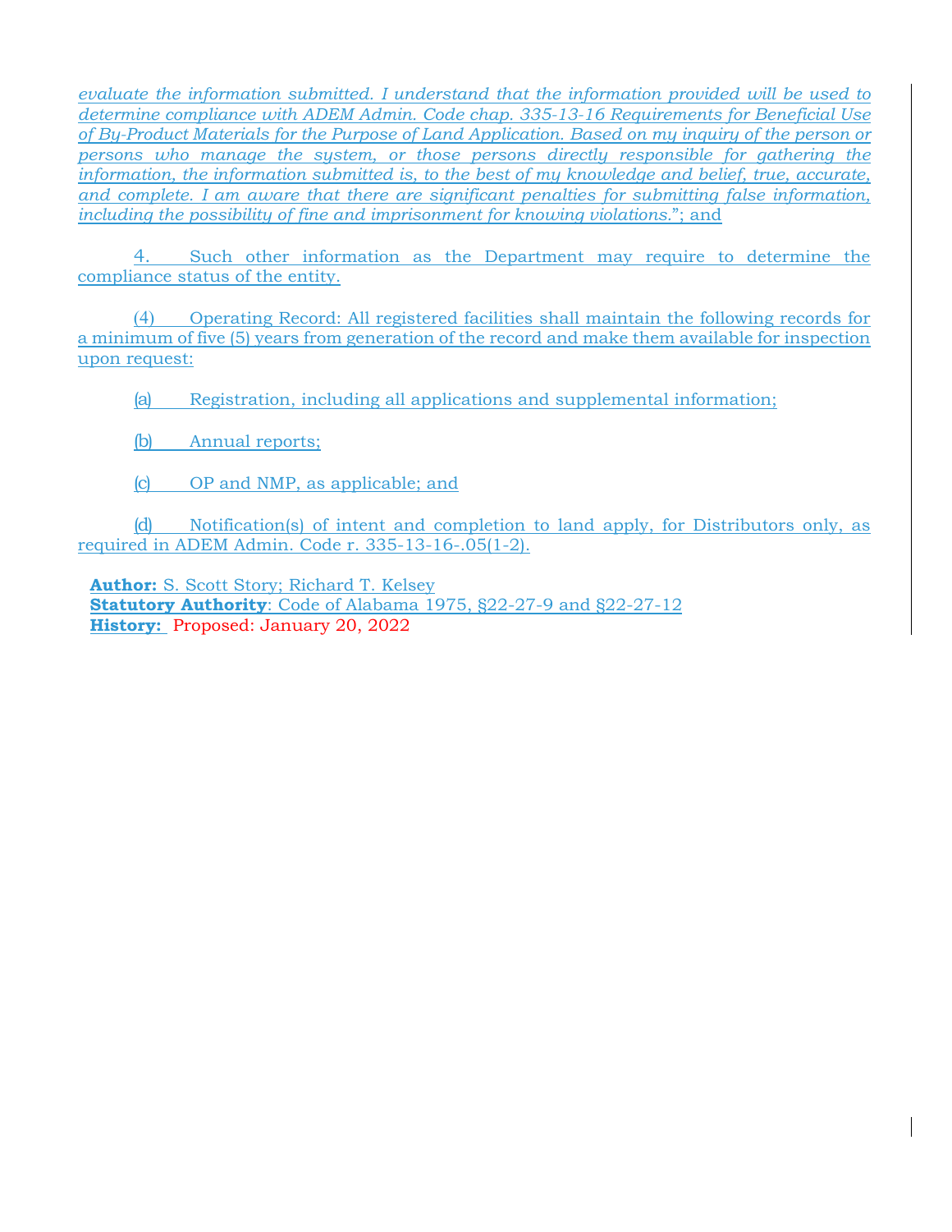*evaluate the information submitted. I understand that the information provided will be used to determine compliance with ADEM Admin. Code chap. 335-13-16 Requirements for Beneficial Use of By-Product Materials for the Purpose of Land Application. Based on my inquiry of the person or persons who manage the system, or those persons directly responsible for gathering the information, the information submitted is, to the best of my knowledge and belief, true, accurate, and complete. I am aware that there are significant penalties for submitting false information, including the possibility of fine and imprisonment for knowing violations.*"; and

4. Such other information as the Department may require to determine the compliance status of the entity.

(4) Operating Record: All registered facilities shall maintain the following records for a minimum of five (5) years from generation of the record and make them available for inspection upon request:

(a) Registration, including all applications and supplemental information;

(b) Annual reports;

(c) OP and NMP, as applicable; and

(d) Notification(s) of intent and completion to land apply, for Distributors only, as required in ADEM Admin. Code r. 335-13-16-.05(1-2).

**Author:** S. Scott Story; Richard T. Kelsey
**Statutory Authority**: Code of Alabama 1975, §22-27-9 and §22-27-12
**History:** Proposed: January 20, 2022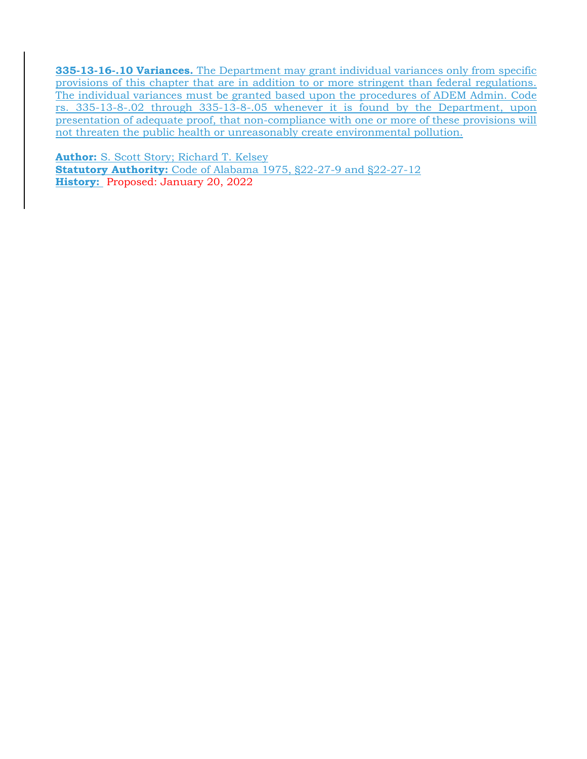**335-13-16-.10 Variances.** The Department may grant individual variances only from specific provisions of this chapter that are in addition to or more stringent than federal regulations. The individual variances must be granted based upon the procedures of ADEM Admin. Code rs. 335-13-8-.02 through 335-13-8-.05 whenever it is found by the Department, upon presentation of adequate proof, that non-compliance with one or more of these provisions will not threaten the public health or unreasonably create environmental pollution.

**Author:** S. Scott Story; Richard T. Kelsey
**Statutory Authority:** Code of Alabama 1975, §22-27-9 and §22-27-12
**History:** Proposed: January 20, 2022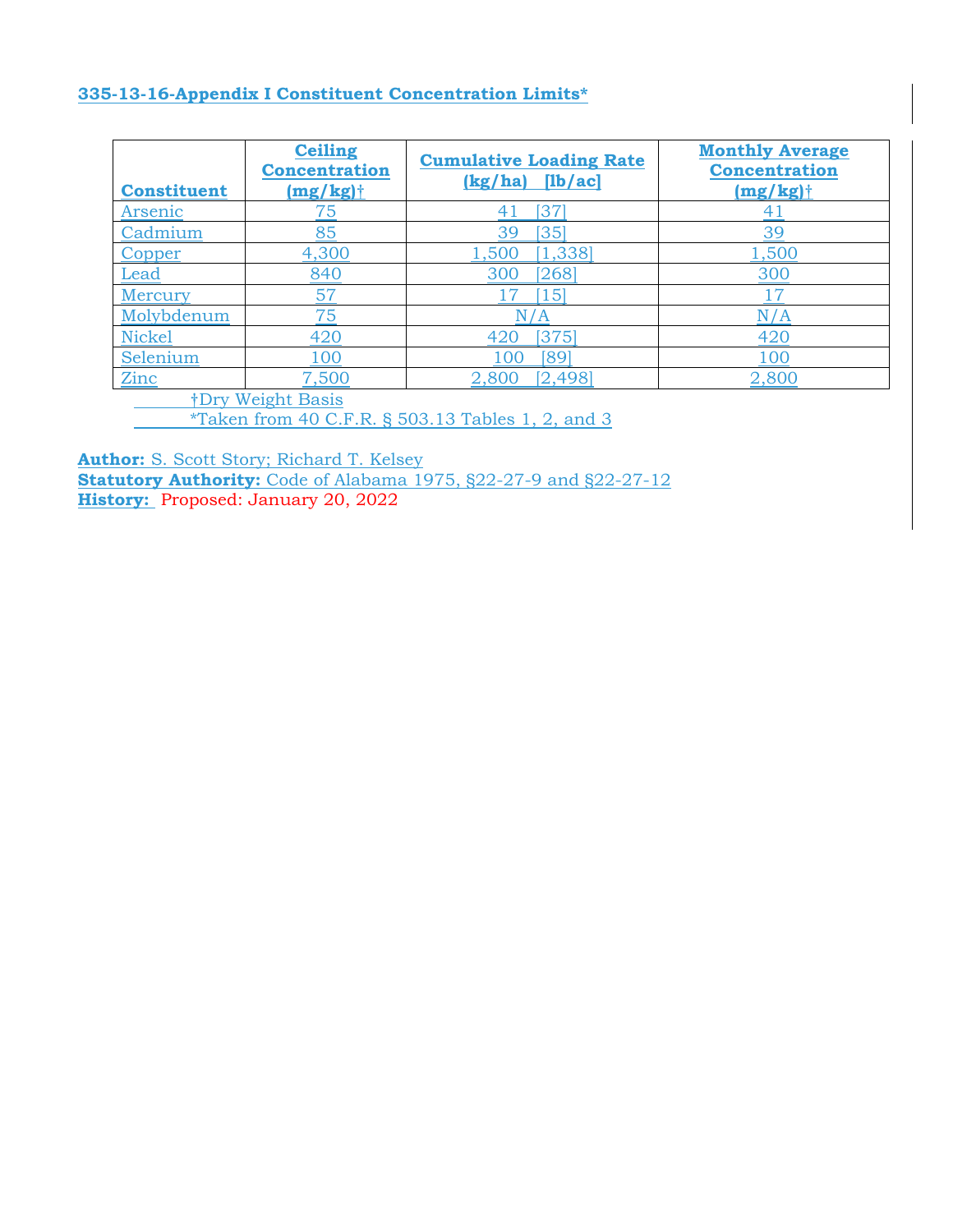**335-13-16-Appendix I Constituent Concentration Limits***

| Constituent | Ceiling Concentration (mg/kg)† | Cumulative Loading Rate (kg/ha) [lb/ac] | Monthly Average Concentration (mg/kg)† |
|---|---|---|---|
| Arsenic | 75 | 41 [37] | 41 |
| Cadmium | 85 | 39 [35] | 39 |
| Copper | 4,300 | 1,500 [1,338] | 1,500 |
| Lead | 840 | 300 [268] | 300 |
| Mercury | 57 | 17 [15] | 17 |
| Molybdenum | 75 | N/A | N/A |
| Nickel | 420 | 420 [375] | 420 |
| Selenium | 100 | 100 [89] | 100 |
| Zinc | 7,500 | 2,800 [2,498] | 2,800 |

†Dry Weight Basis

*Taken from 40 C.F.R. § 503.13 Tables 1, 2, and 3

**Author:** S. Scott Story; Richard T. Kelsey

**Statutory Authority:** Code of Alabama 1975, §22-27-9 and §22-27-12

**History:** Proposed: January 20, 2022